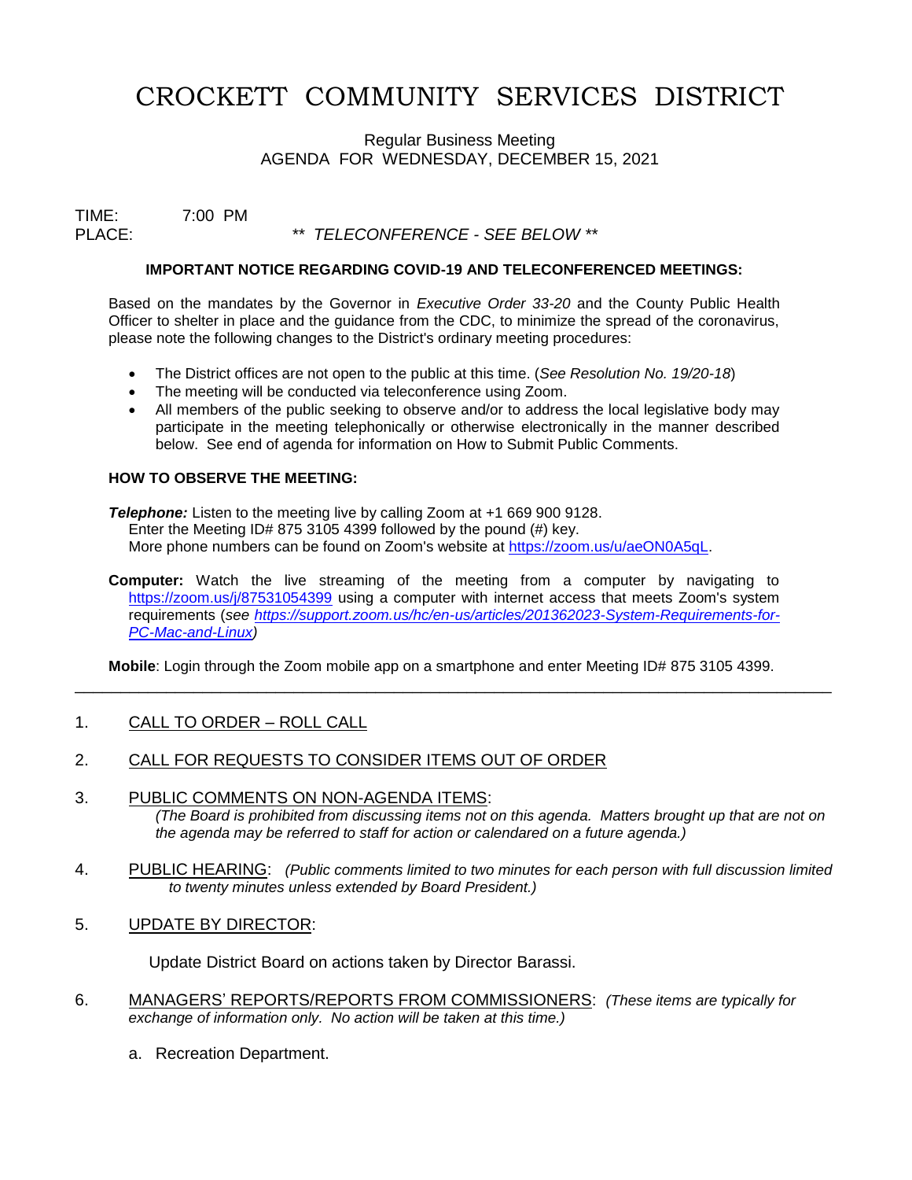# CROCKETT COMMUNITY SERVICES DISTRICT

Regular Business Meeting
AGENDA FOR WEDNESDAY, DECEMBER 15, 2021

TIME: 7:00 PM
PLACE: ** *TELECONFERENCE - SEE BELOW* **

**IMPORTANT NOTICE REGARDING COVID-19 AND TELECONFERENCED MEETINGS:**

Based on the mandates by the Governor in *Executive Order 33-20* and the County Public Health Officer to shelter in place and the guidance from the CDC, to minimize the spread of the coronavirus, please note the following changes to the District's ordinary meeting procedures:

- The District offices are not open to the public at this time. (*See Resolution No. 19/20-18*)
- The meeting will be conducted via teleconference using Zoom.
- All members of the public seeking to observe and/or to address the local legislative body may participate in the meeting telephonically or otherwise electronically in the manner described below. See end of agenda for information on How to Submit Public Comments.

**HOW TO OBSERVE THE MEETING:**

***Telephone:*** Listen to the meeting live by calling Zoom at +1 669 900 9128.
Enter the Meeting ID# 875 3105 4399 followed by the pound (#) key.
More phone numbers can be found on Zoom's website at https://zoom.us/u/aeON0A5qL.

**Computer:** Watch the live streaming of the meeting from a computer by navigating to https://zoom.us/j/87531054399 using a computer with internet access that meets Zoom's system requirements (*see https://support.zoom.us/hc/en-us/articles/201362023-System-Requirements-for-PC-Mac-and-Linux*)

**Mobile**: Login through the Zoom mobile app on a smartphone and enter Meeting ID# 875 3105 4399.

---

1. CALL TO ORDER – ROLL CALL

2. CALL FOR REQUESTS TO CONSIDER ITEMS OUT OF ORDER

3. PUBLIC COMMENTS ON NON-AGENDA ITEMS:
   *(The Board is prohibited from discussing items not on this agenda. Matters brought up that are not on the agenda may be referred to staff for action or calendared on a future agenda.)*

4. PUBLIC HEARING: *(Public comments limited to two minutes for each person with full discussion limited to twenty minutes unless extended by Board President.)*

5. UPDATE BY DIRECTOR:

   Update District Board on actions taken by Director Barassi.

6. MANAGERS' REPORTS/REPORTS FROM COMMISSIONERS: *(These items are typically for exchange of information only. No action will be taken at this time.)*

   a. Recreation Department.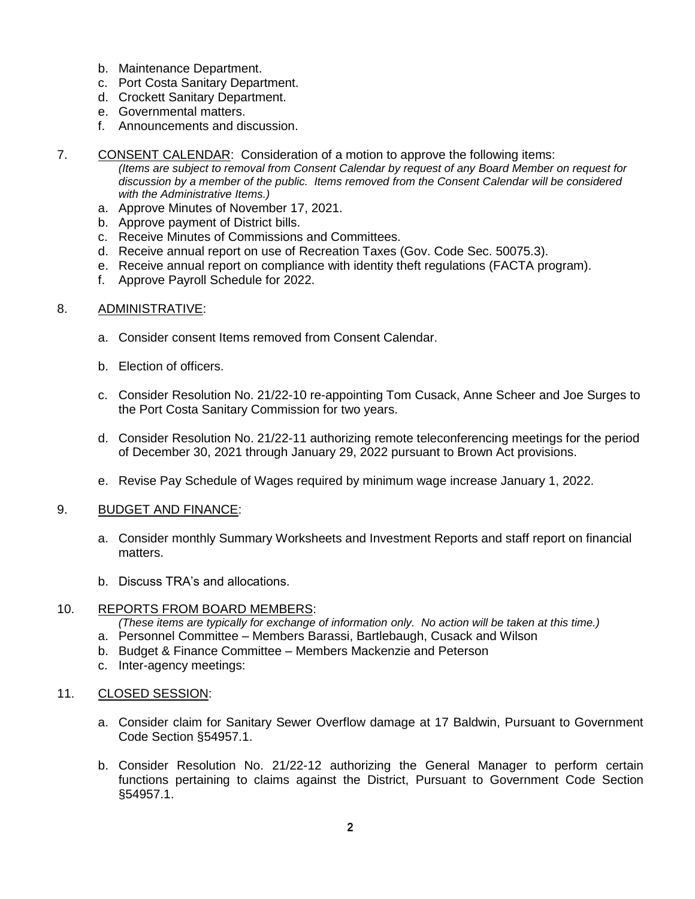b. Maintenance Department.
c. Port Costa Sanitary Department.
d. Crockett Sanitary Department.
e. Governmental matters.
f. Announcements and discussion.

7. <u>CONSENT CALENDAR</u>: Consideration of a motion to approve the following items:
   *(Items are subject to removal from Consent Calendar by request of any Board Member on request for discussion by a member of the public. Items removed from the Consent Calendar will be considered with the Administrative Items.)*
   a. Approve Minutes of November 17, 2021.
   b. Approve payment of District bills.
   c. Receive Minutes of Commissions and Committees.
   d. Receive annual report on use of Recreation Taxes (Gov. Code Sec. 50075.3).
   e. Receive annual report on compliance with identity theft regulations (FACTA program).
   f. Approve Payroll Schedule for 2022.

8. <u>ADMINISTRATIVE</u>:

   a. Consider consent Items removed from Consent Calendar.

   b. Election of officers.

   c. Consider Resolution No. 21/22-10 re-appointing Tom Cusack, Anne Scheer and Joe Surges to the Port Costa Sanitary Commission for two years.

   d. Consider Resolution No. 21/22-11 authorizing remote teleconferencing meetings for the period of December 30, 2021 through January 29, 2022 pursuant to Brown Act provisions.

   e. Revise Pay Schedule of Wages required by minimum wage increase January 1, 2022.

9. <u>BUDGET AND FINANCE</u>:

   a. Consider monthly Summary Worksheets and Investment Reports and staff report on financial matters.

   b. Discuss TRA's and allocations.

10. <u>REPORTS FROM BOARD MEMBERS</u>:
    *(These items are typically for exchange of information only. No action will be taken at this time.)*
    a. Personnel Committee – Members Barassi, Bartlebaugh, Cusack and Wilson
    b. Budget & Finance Committee – Members Mackenzie and Peterson
    c. Inter-agency meetings:

11. <u>CLOSED SESSION</u>:

    a. Consider claim for Sanitary Sewer Overflow damage at 17 Baldwin, Pursuant to Government Code Section §54957.1.

    b. Consider Resolution No. 21/22-12 authorizing the General Manager to perform certain functions pertaining to claims against the District, Pursuant to Government Code Section §54957.1.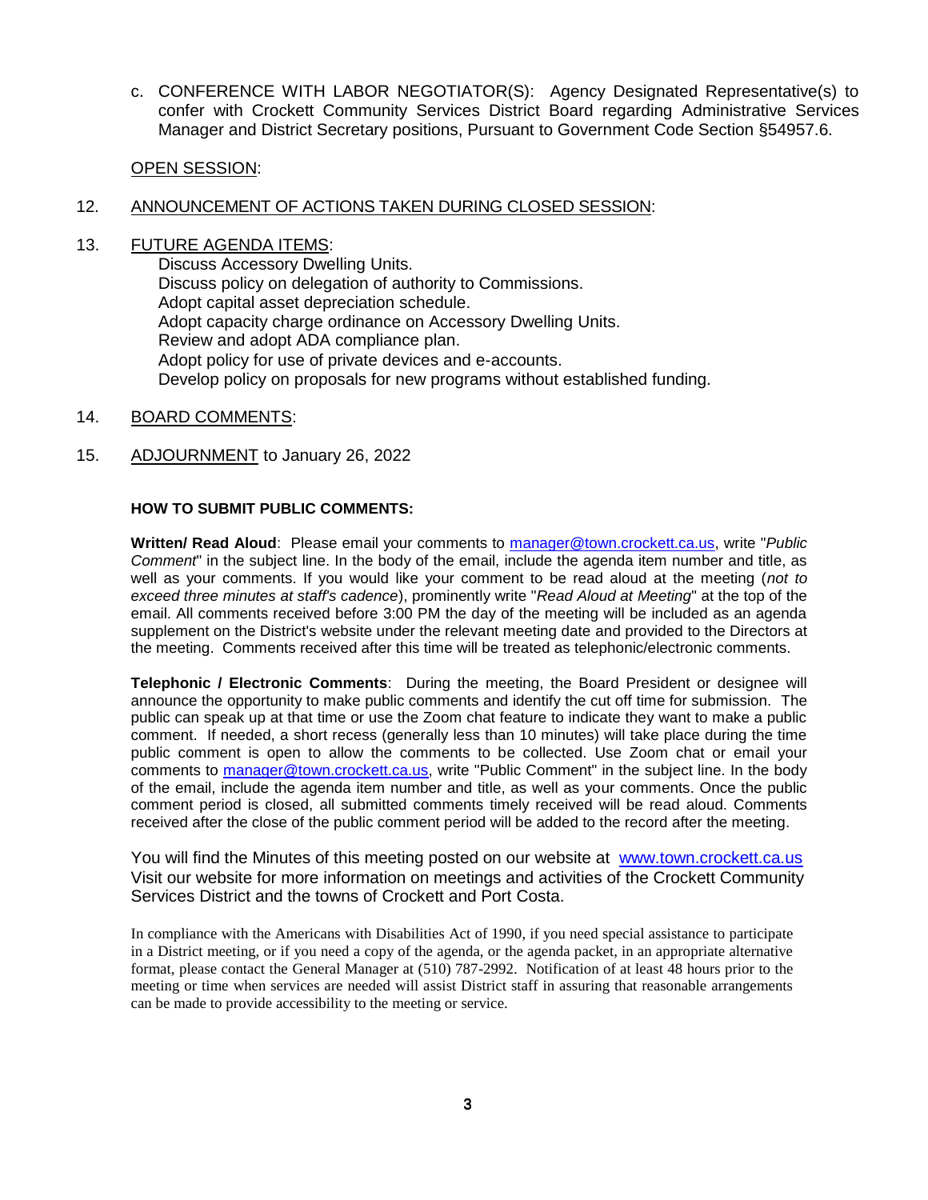c. CONFERENCE WITH LABOR NEGOTIATOR(S): Agency Designated Representative(s) to confer with Crockett Community Services District Board regarding Administrative Services Manager and District Secretary positions, Pursuant to Government Code Section §54957.6.

OPEN SESSION:

12. ANNOUNCEMENT OF ACTIONS TAKEN DURING CLOSED SESSION:

13. FUTURE AGENDA ITEMS:
    Discuss Accessory Dwelling Units.
    Discuss policy on delegation of authority to Commissions.
    Adopt capital asset depreciation schedule.
    Adopt capacity charge ordinance on Accessory Dwelling Units.
    Review and adopt ADA compliance plan.
    Adopt policy for use of private devices and e-accounts.
    Develop policy on proposals for new programs without established funding.

14. BOARD COMMENTS:

15. ADJOURNMENT to January 26, 2022

**HOW TO SUBMIT PUBLIC COMMENTS:**

**Written/ Read Aloud**: Please email your comments to manager@town.crockett.ca.us, write "*Public Comment*" in the subject line. In the body of the email, include the agenda item number and title, as well as your comments. If you would like your comment to be read aloud at the meeting (*not to exceed three minutes at staff's cadence*), prominently write "*Read Aloud at Meeting*" at the top of the email. All comments received before 3:00 PM the day of the meeting will be included as an agenda supplement on the District's website under the relevant meeting date and provided to the Directors at the meeting. Comments received after this time will be treated as telephonic/electronic comments.

**Telephonic / Electronic Comments**: During the meeting, the Board President or designee will announce the opportunity to make public comments and identify the cut off time for submission. The public can speak up at that time or use the Zoom chat feature to indicate they want to make a public comment. If needed, a short recess (generally less than 10 minutes) will take place during the time public comment is open to allow the comments to be collected. Use Zoom chat or email your comments to manager@town.crockett.ca.us, write "Public Comment" in the subject line. In the body of the email, include the agenda item number and title, as well as your comments. Once the public comment period is closed, all submitted comments timely received will be read aloud. Comments received after the close of the public comment period will be added to the record after the meeting.

You will find the Minutes of this meeting posted on our website at www.town.crockett.ca.us
Visit our website for more information on meetings and activities of the Crockett Community Services District and the towns of Crockett and Port Costa.

In compliance with the Americans with Disabilities Act of 1990, if you need special assistance to participate in a District meeting, or if you need a copy of the agenda, or the agenda packet, in an appropriate alternative format, please contact the General Manager at (510) 787-2992. Notification of at least 48 hours prior to the meeting or time when services are needed will assist District staff in assuring that reasonable arrangements can be made to provide accessibility to the meeting or service.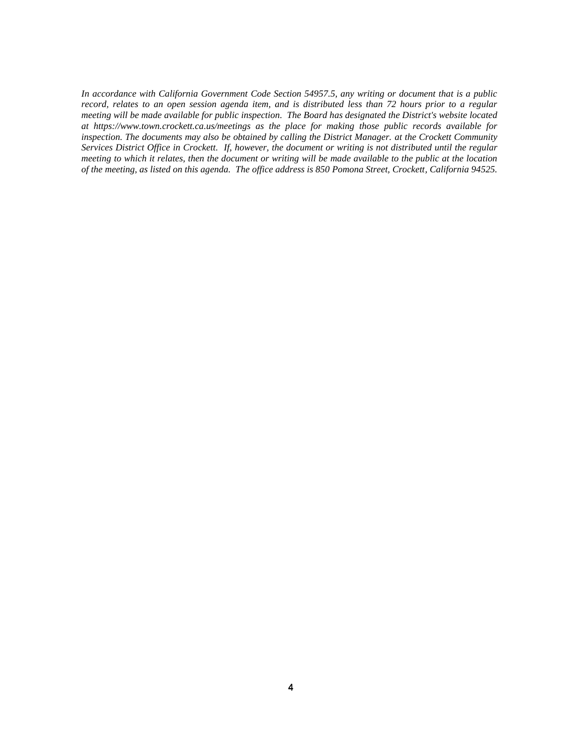*In accordance with California Government Code Section 54957.5, any writing or document that is a public record, relates to an open session agenda item, and is distributed less than 72 hours prior to a regular meeting will be made available for public inspection. The Board has designated the District's website located at https://www.town.crockett.ca.us/meetings as the place for making those public records available for inspection. The documents may also be obtained by calling the District Manager. at the Crockett Community Services District Office in Crockett. If, however, the document or writing is not distributed until the regular meeting to which it relates, then the document or writing will be made available to the public at the location of the meeting, as listed on this agenda. The office address is 850 Pomona Street, Crockett, California 94525.*